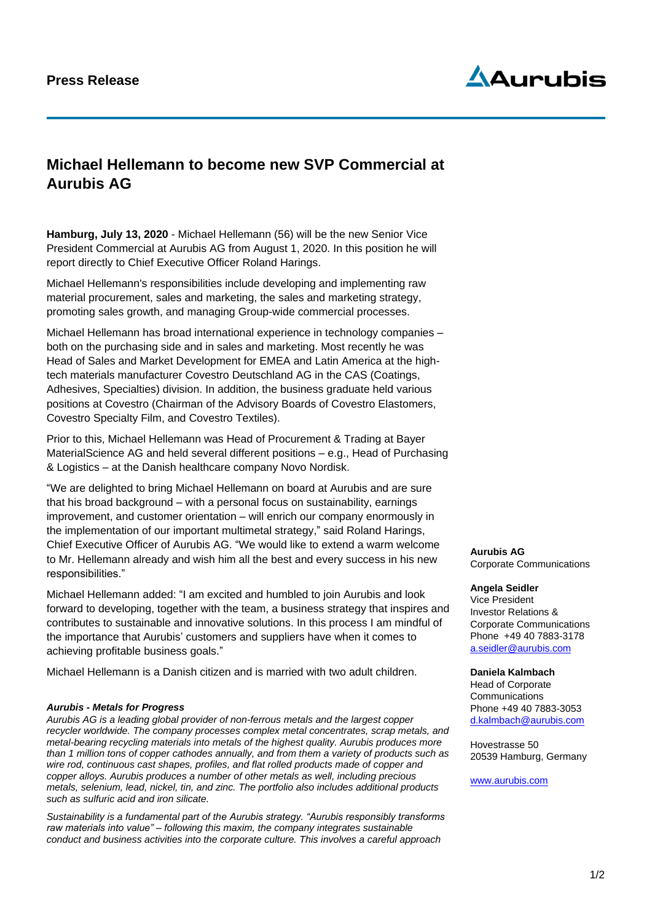**Press Release**

# Michael Hellemann to become new SVP Commercial at Aurubis AG

**Hamburg, July 13, 2020** - Michael Hellemann (56) will be the new Senior Vice President Commercial at Aurubis AG from August 1, 2020. In this position he will report directly to Chief Executive Officer Roland Harings.

Michael Hellemann's responsibilities include developing and implementing raw material procurement, sales and marketing, the sales and marketing strategy, promoting sales growth, and managing Group-wide commercial processes.

Michael Hellemann has broad international experience in technology companies – both on the purchasing side and in sales and marketing. Most recently he was Head of Sales and Market Development for EMEA and Latin America at the high-tech materials manufacturer Covestro Deutschland AG in the CAS (Coatings, Adhesives, Specialties) division. In addition, the business graduate held various positions at Covestro (Chairman of the Advisory Boards of Covestro Elastomers, Covestro Specialty Film, and Covestro Textiles).

Prior to this, Michael Hellemann was Head of Procurement & Trading at Bayer MaterialScience AG and held several different positions – e.g., Head of Purchasing & Logistics – at the Danish healthcare company Novo Nordisk.

"We are delighted to bring Michael Hellemann on board at Aurubis and are sure that his broad background – with a personal focus on sustainability, earnings improvement, and customer orientation – will enrich our company enormously in the implementation of our important multimetal strategy," said Roland Harings, Chief Executive Officer of Aurubis AG. "We would like to extend a warm welcome to Mr. Hellemann already and wish him all the best and every success in his new responsibilities."

Michael Hellemann added: "I am excited and humbled to join Aurubis and look forward to developing, together with the team, a business strategy that inspires and contributes to sustainable and innovative solutions. In this process I am mindful of the importance that Aurubis' customers and suppliers have when it comes to achieving profitable business goals."

Michael Hellemann is a Danish citizen and is married with two adult children.

***Aurubis - Metals for Progress***

*Aurubis AG is a leading global provider of non-ferrous metals and the largest copper recycler worldwide. The company processes complex metal concentrates, scrap metals, and metal-bearing recycling materials into metals of the highest quality. Aurubis produces more than 1 million tons of copper cathodes annually, and from them a variety of products such as wire rod, continuous cast shapes, profiles, and flat rolled products made of copper and copper alloys. Aurubis produces a number of other metals as well, including precious metals, selenium, lead, nickel, tin, and zinc. The portfolio also includes additional products such as sulfuric acid and iron silicate.*

*Sustainability is a fundamental part of the Aurubis strategy. "Aurubis responsibly transforms raw materials into value" – following this maxim, the company integrates sustainable conduct and business activities into the corporate culture. This involves a careful approach*

**Aurubis AG**
Corporate Communications

**Angela Seidler**
Vice President
Investor Relations &
Corporate Communications
Phone +49 40 7883-3178
a.seidler@aurubis.com

**Daniela Kalmbach**
Head of Corporate
Communications
Phone +49 40 7883-3053
d.kalmbach@aurubis.com

Hovestrasse 50
20539 Hamburg, Germany

www.aurubis.com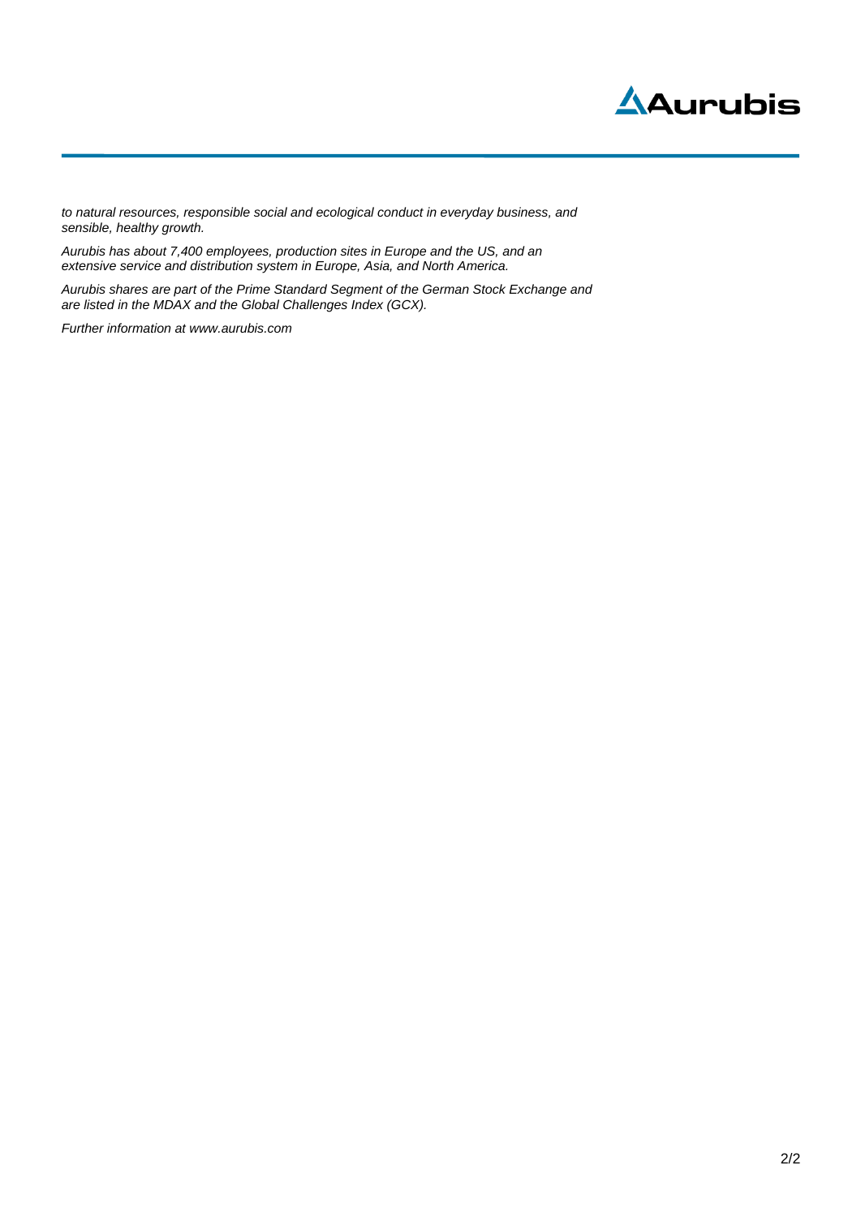*to natural resources, responsible social and ecological conduct in everyday business, and sensible, healthy growth.*

*Aurubis has about 7,400 employees, production sites in Europe and the US, and an extensive service and distribution system in Europe, Asia, and North America.*

*Aurubis shares are part of the Prime Standard Segment of the German Stock Exchange and are listed in the MDAX and the Global Challenges Index (GCX).*

*Further information at www.aurubis.com*